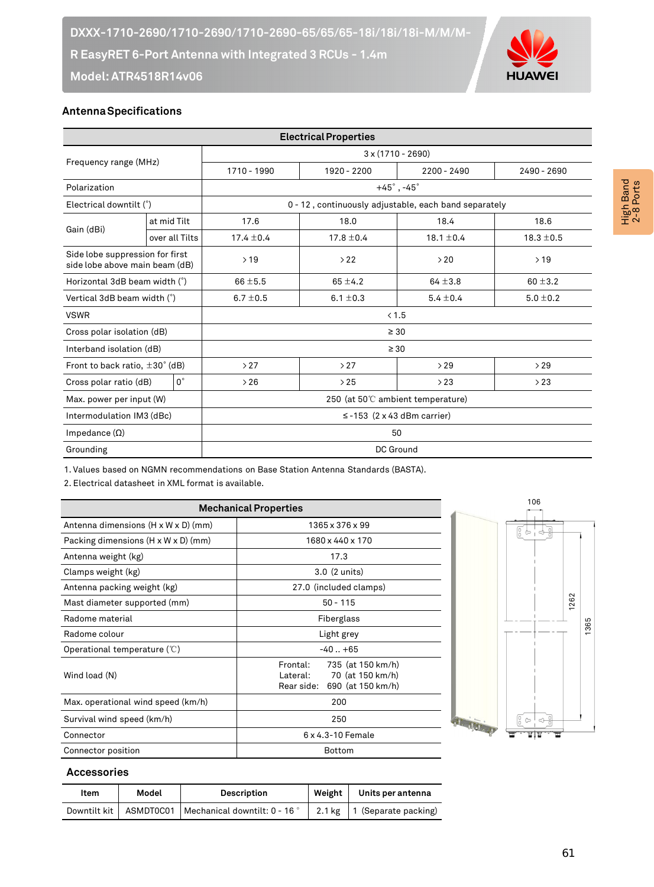# DXXX-1710-2690/1710-2690/1710-2690-65/65/65-18i/18i/18i-M/M/M-R EasyRET 6-Port Antenna with Integrated 3 RCUs - 1.4m

**Model: ATR4518R14v06**

High Band 2-8 Ports

## Antenna Specifications

| Electrical Properties | | | | | |
|---|---|---|---|---|---|
| Frequency range (MHz) | | 3 x (1710 - 2690) | | | |
| | | 1710 - 1990 | 1920 - 2200 | 2200 - 2490 | 2490 - 2690 |
| Polarization | | +45°, -45° | | | |
| Electrical downtilt (°) | | 0 - 12 , continuously adjustable, each band separately | | | |
| Gain (dBi) | at mid Tilt | 17.6 | 18.0 | 18.4 | 18.6 |
| | over all Tilts | 17.4 ±0.4 | 17.8 ±0.4 | 18.1 ±0.4 | 18.3 ±0.5 |
| Side lobe suppression for first side lobe above main beam (dB) | | > 19 | > 22 | > 20 | > 19 |
| Horizontal 3dB beam width (°) | | 66 ±5.5 | 65 ±4.2 | 64 ±3.8 | 60 ±3.2 |
| Vertical 3dB beam width (°) | | 6.7 ±0.5 | 6.1 ±0.3 | 5.4 ±0.4 | 5.0 ±0.2 |
| VSWR | | < 1.5 | | | |
| Cross polar isolation (dB) | | ≥ 30 | | | |
| Interband isolation (dB) | | ≥ 30 | | | |
| Front to back ratio, ±30° (dB) | | > 27 | > 27 | > 29 | > 29 |
| Cross polar ratio (dB) | 0° | > 26 | > 25 | > 23 | > 23 |
| Max. power per input (W) | | 250 (at 50℃ ambient temperature) | | | |
| Intermodulation IM3 (dBc) | | ≤ -153 (2 x 43 dBm carrier) | | | |
| Impedance (Ω) | | 50 | | | |
| Grounding | | DC Ground | | | |

1. Values based on NGMN recommendations on Base Station Antenna Standards (BASTA).
2. Electrical datasheet in XML format is available.

| Mechanical Properties | |
|---|---|
| Antenna dimensions (H x W x D) (mm) | 1365 x 376 x 99 |
| Packing dimensions (H x W x D) (mm) | 1680 x 440 x 170 |
| Antenna weight (kg) | 17.3 |
| Clamps weight (kg) | 3.0 (2 units) |
| Antenna packing weight (kg) | 27.0 (included clamps) |
| Mast diameter supported (mm) | 50 - 115 |
| Radome material | Fiberglass |
| Radome colour | Light grey |
| Operational temperature (℃) | -40 .. +65 |
| Wind load (N) | Frontal: 735 (at 150 km/h)<br>Lateral: 70 (at 150 km/h)<br>Rear side: 690 (at 150 km/h) |
| Max. operational wind speed (km/h) | 200 |
| Survival wind speed (km/h) | 250 |
| Connector | 6 x 4.3-10 Female |
| Connector position | Bottom |

106

1262

1365

## Accessories

| Item | Model | Description | Weight | Units per antenna |
|---|---|---|---|---|
| Downtilt kit | ASMDT0C01 | Mechanical downtilt: 0 - 16 ° | 2.1 kg | 1 (Separate packing) |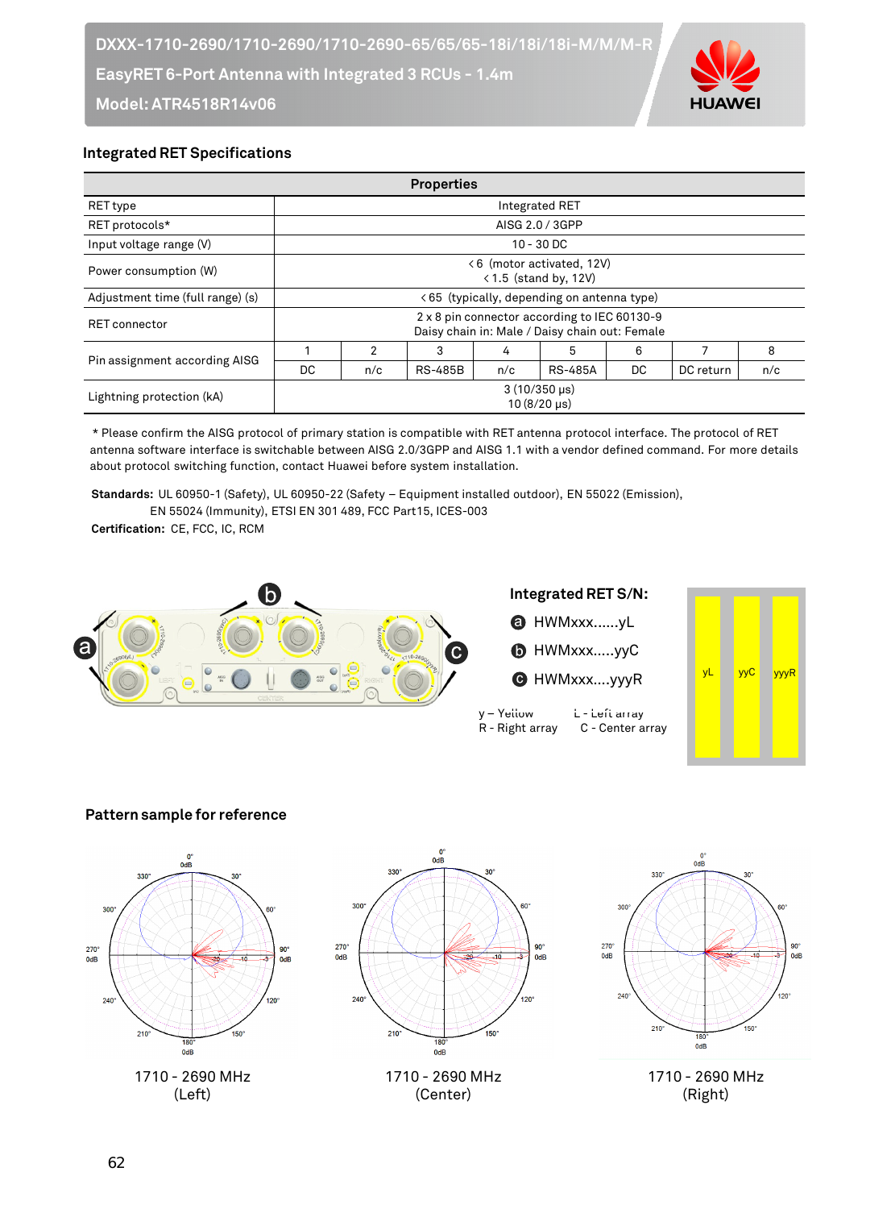DXXX-1710-2690/1710-2690/1710-2690-65/65/65-18i/18i/18i-M/M/M-R

EasyRET 6-Port Antenna with Integrated 3 RCUs - 1.4m

Model: ATR4518R14v06

## Integrated RET Specifications

| Properties | | | | | | | | |
|---|---|---|---|---|---|---|---|---|
| RET type | Integrated RET | | | | | | | |
| RET protocols* | AISG 2.0 / 3GPP | | | | | | | |
| Input voltage range (V) | 10 - 30 DC | | | | | | | |
| Power consumption (W) | < 6 (motor activated, 12V)<br>< 1.5 (stand by, 12V) | | | | | | | |
| Adjustment time (full range) (s) | < 65 (typically, depending on antenna type) | | | | | | | |
| RET connector | 2 x 8 pin connector according to IEC 60130-9<br>Daisy chain in: Male / Daisy chain out: Female | | | | | | | |
| Pin assignment according AISG | 1 | 2 | 3 | 4 | 5 | 6 | 7 | 8 |
| | DC | n/c | RS-485B | n/c | RS-485A | DC | DC return | n/c |
| Lightning protection (kA) | 3 (10/350 μs)<br>10 (8/20 μs) | | | | | | | |

* Please confirm the AISG protocol of primary station is compatible with RET antenna protocol interface. The protocol of RET antenna software interface is switchable between AISG 2.0/3GPP and AISG 1.1 with a vendor defined command. For more details about protocol switching function, contact Huawei before system installation.

**Standards:** UL 60950-1 (Safety), UL 60950-22 (Safety – Equipment installed outdoor), EN 55022 (Emission), EN 55024 (Immunity), ETSI EN 301 489, FCC Part15, ICES-003

**Certification:** CE, FCC, IC, RCM

### Integrated RET S/N:

- a HWMxxx......yL
- b HWMxxx.....yyC
- c HWMxxx....yyyR

y – Yellow  L - Left array
R - Right array  C - Center array

yL yyC yyyR

## Pattern sample for reference

1710 - 2690 MHz (Left)

1710 - 2690 MHz (Center)

1710 - 2690 MHz (Right)